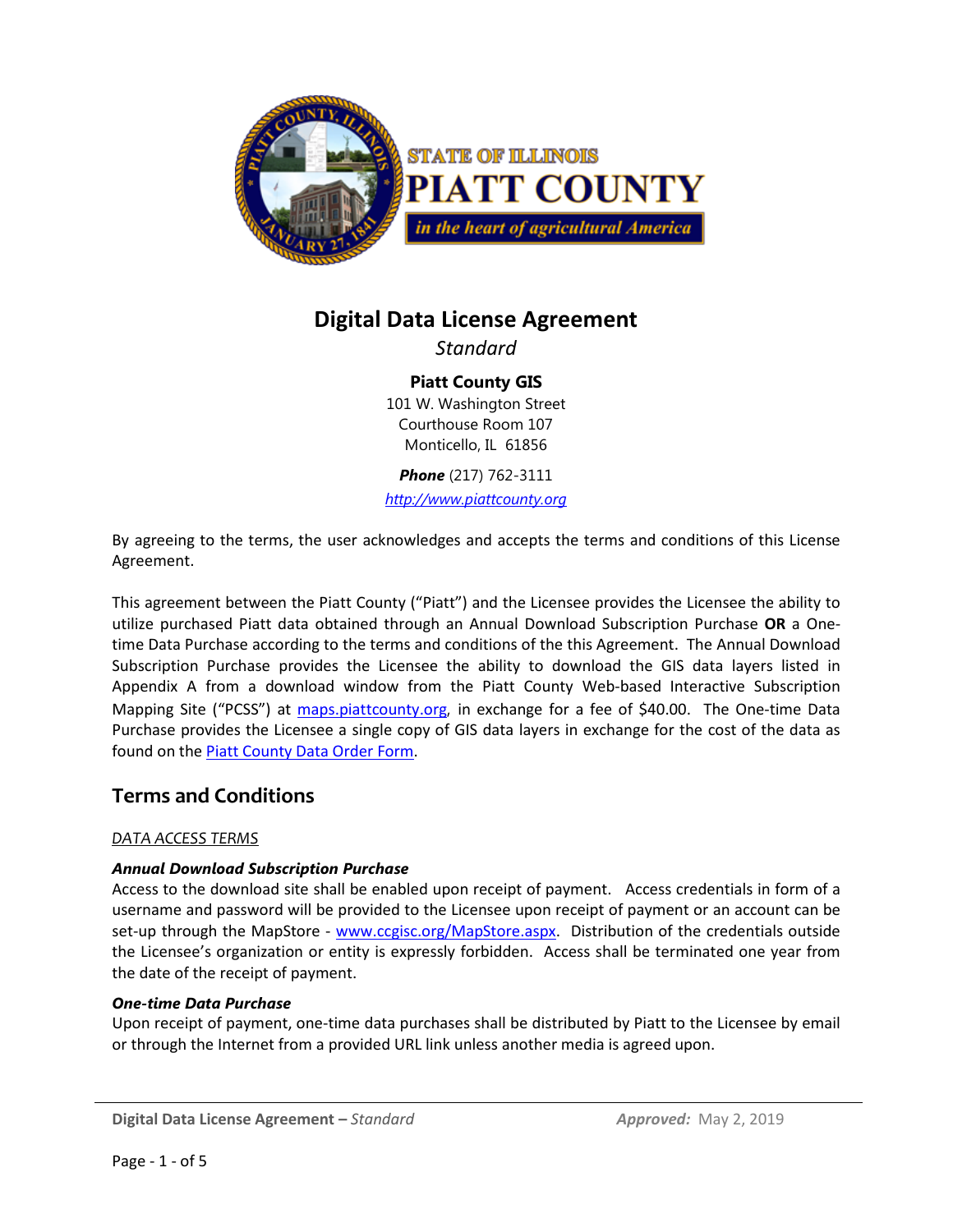STATE OF ILLINOIS

PIATT COUNTY

*in the heart of agricultural America*

# Digital Data License Agreement

*Standard*

**Piatt County GIS**
101 W. Washington Street
Courthouse Room 107
Monticello, IL 61856

***Phone*** (217) 762-3111

*http://www.piattcounty.org*

By agreeing to the terms, the user acknowledges and accepts the terms and conditions of this License Agreement.

This agreement between the Piatt County ("Piatt") and the Licensee provides the Licensee the ability to utilize purchased Piatt data obtained through an Annual Download Subscription Purchase **OR** a One-time Data Purchase according to the terms and conditions of the this Agreement. The Annual Download Subscription Purchase provides the Licensee the ability to download the GIS data layers listed in Appendix A from a download window from the Piatt County Web-based Interactive Subscription Mapping Site ("PCSS") at maps.piattcounty.org, in exchange for a fee of $40.00. The One-time Data Purchase provides the Licensee a single copy of GIS data layers in exchange for the cost of the data as found on the Piatt County Data Order Form.

## Terms and Conditions

DATA ACCESS TERMS

***Annual Download Subscription Purchase***

Access to the download site shall be enabled upon receipt of payment. Access credentials in form of a username and password will be provided to the Licensee upon receipt of payment or an account can be set-up through the MapStore - www.ccgisc.org/MapStore.aspx. Distribution of the credentials outside the Licensee's organization or entity is expressly forbidden. Access shall be terminated one year from the date of the receipt of payment.

***One-time Data Purchase***

Upon receipt of payment, one-time data purchases shall be distributed by Piatt to the Licensee by email or through the Internet from a provided URL link unless another media is agreed upon.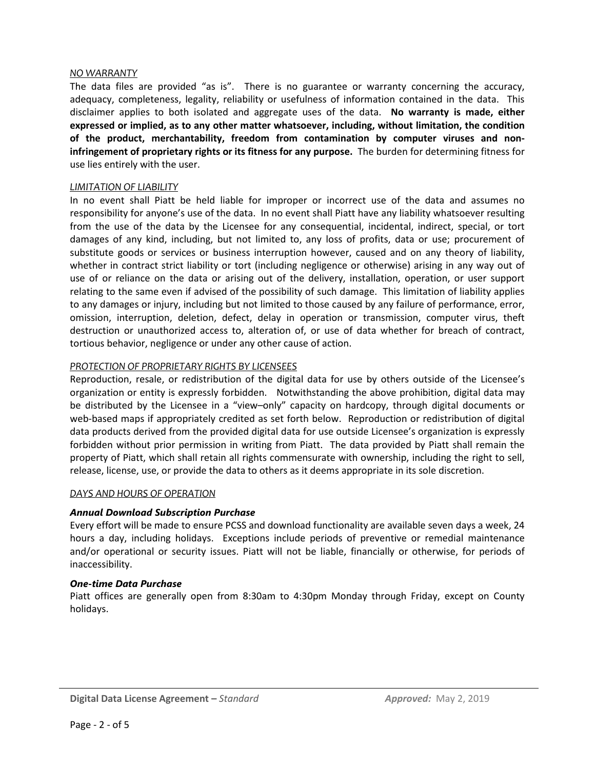*<u>NO WARRANTY</u>*

The data files are provided "as is". There is no guarantee or warranty concerning the accuracy, adequacy, completeness, legality, reliability or usefulness of information contained in the data. This disclaimer applies to both isolated and aggregate uses of the data. **No warranty is made, either expressed or implied, as to any other matter whatsoever, including, without limitation, the condition of the product, merchantability, freedom from contamination by computer viruses and non-infringement of proprietary rights or its fitness for any purpose.** The burden for determining fitness for use lies entirely with the user.

*<u>LIMITATION OF LIABILITY</u>*

In no event shall Piatt be held liable for improper or incorrect use of the data and assumes no responsibility for anyone's use of the data. In no event shall Piatt have any liability whatsoever resulting from the use of the data by the Licensee for any consequential, incidental, indirect, special, or tort damages of any kind, including, but not limited to, any loss of profits, data or use; procurement of substitute goods or services or business interruption however, caused and on any theory of liability, whether in contract strict liability or tort (including negligence or otherwise) arising in any way out of use of or reliance on the data or arising out of the delivery, installation, operation, or user support relating to the same even if advised of the possibility of such damage. This limitation of liability applies to any damages or injury, including but not limited to those caused by any failure of performance, error, omission, interruption, deletion, defect, delay in operation or transmission, computer virus, theft destruction or unauthorized access to, alteration of, or use of data whether for breach of contract, tortious behavior, negligence or under any other cause of action.

*<u>PROTECTION OF PROPRIETARY RIGHTS BY LICENSEES</u>*

Reproduction, resale, or redistribution of the digital data for use by others outside of the Licensee's organization or entity is expressly forbidden. Notwithstanding the above prohibition, digital data may be distributed by the Licensee in a "view–only" capacity on hardcopy, through digital documents or web-based maps if appropriately credited as set forth below. Reproduction or redistribution of digital data products derived from the provided digital data for use outside Licensee's organization is expressly forbidden without prior permission in writing from Piatt. The data provided by Piatt shall remain the property of Piatt, which shall retain all rights commensurate with ownership, including the right to sell, release, license, use, or provide the data to others as it deems appropriate in its sole discretion.

*<u>DAYS AND HOURS OF OPERATION</u>*

***Annual Download Subscription Purchase***

Every effort will be made to ensure PCSS and download functionality are available seven days a week, 24 hours a day, including holidays. Exceptions include periods of preventive or remedial maintenance and/or operational or security issues. Piatt will not be liable, financially or otherwise, for periods of inaccessibility.

***One-time Data Purchase***

Piatt offices are generally open from 8:30am to 4:30pm Monday through Friday, except on County holidays.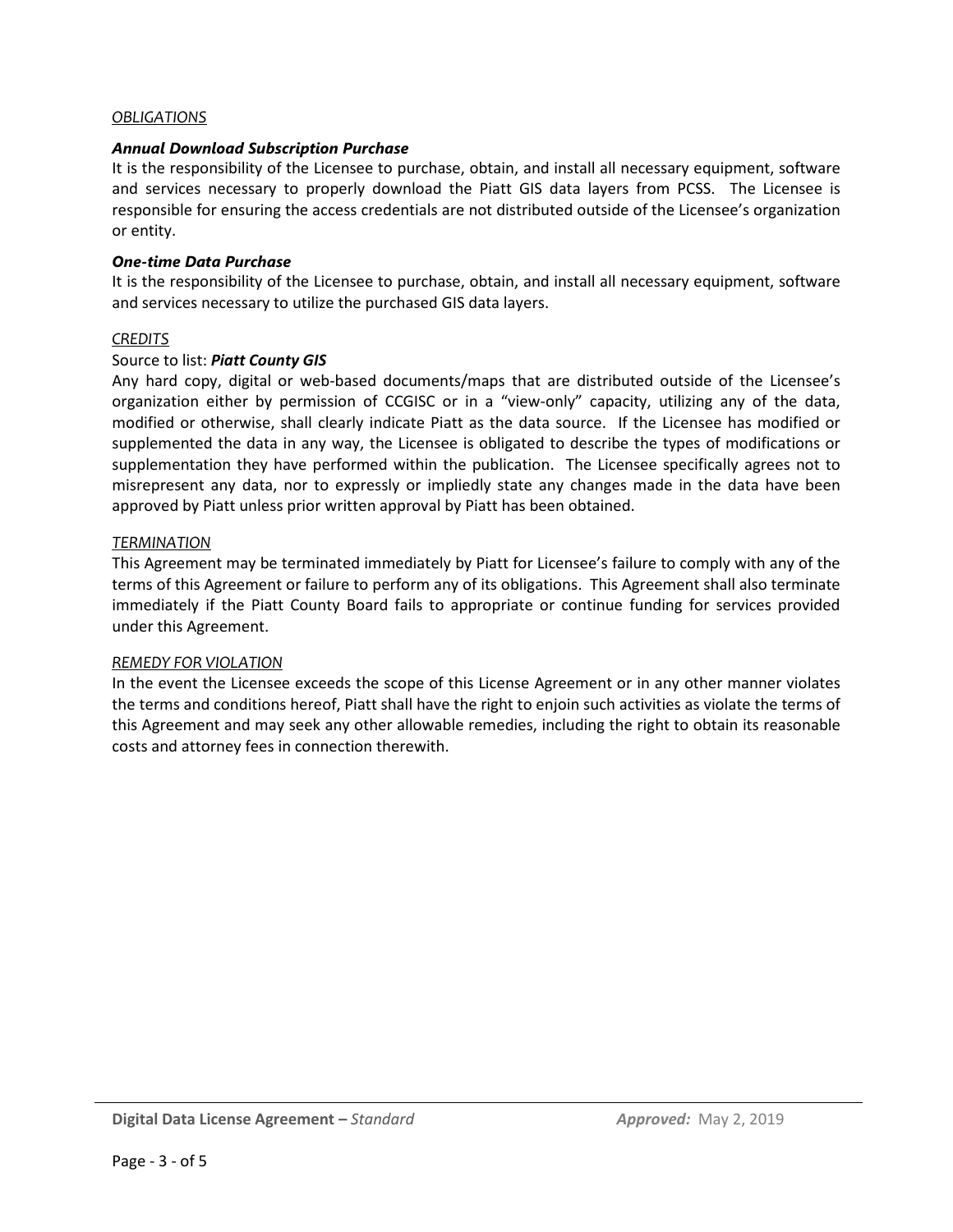*OBLIGATIONS*

***Annual Download Subscription Purchase***

It is the responsibility of the Licensee to purchase, obtain, and install all necessary equipment, software and services necessary to properly download the Piatt GIS data layers from PCSS. The Licensee is responsible for ensuring the access credentials are not distributed outside of the Licensee's organization or entity.

***One-time Data Purchase***

It is the responsibility of the Licensee to purchase, obtain, and install all necessary equipment, software and services necessary to utilize the purchased GIS data layers.

*CREDITS*

Source to list: ***Piatt County GIS***

Any hard copy, digital or web-based documents/maps that are distributed outside of the Licensee's organization either by permission of CCGISC or in a "view-only" capacity, utilizing any of the data, modified or otherwise, shall clearly indicate Piatt as the data source. If the Licensee has modified or supplemented the data in any way, the Licensee is obligated to describe the types of modifications or supplementation they have performed within the publication. The Licensee specifically agrees not to misrepresent any data, nor to expressly or impliedly state any changes made in the data have been approved by Piatt unless prior written approval by Piatt has been obtained.

*TERMINATION*

This Agreement may be terminated immediately by Piatt for Licensee's failure to comply with any of the terms of this Agreement or failure to perform any of its obligations. This Agreement shall also terminate immediately if the Piatt County Board fails to appropriate or continue funding for services provided under this Agreement.

*REMEDY FOR VIOLATION*

In the event the Licensee exceeds the scope of this License Agreement or in any other manner violates the terms and conditions hereof, Piatt shall have the right to enjoin such activities as violate the terms of this Agreement and may seek any other allowable remedies, including the right to obtain its reasonable costs and attorney fees in connection therewith.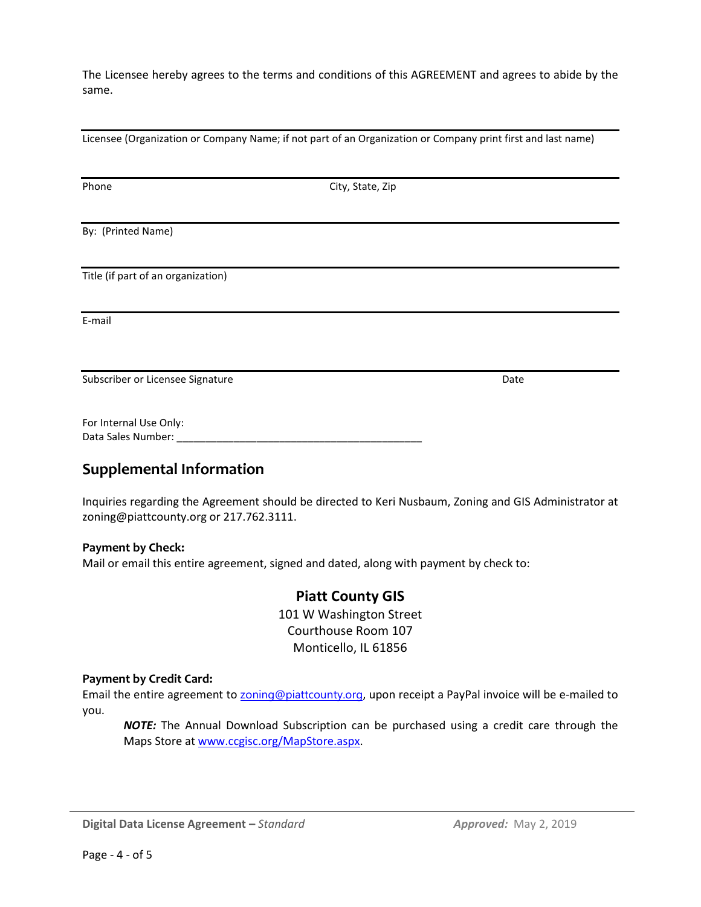The Licensee hereby agrees to the terms and conditions of this AGREEMENT and agrees to abide by the same.

______________________________________________________________________

Licensee (Organization or Company Name; if not part of an Organization or Company print first and last name)

______________________________________________________________________

Phone City, State, Zip

______________________________________________________________________

By: (Printed Name)

______________________________________________________________________

Title (if part of an organization)

______________________________________________________________________

E-mail

______________________________________________________________________

Subscriber or Licensee Signature Date

For Internal Use Only:
Data Sales Number: ____________________________________________

## Supplemental Information

Inquiries regarding the Agreement should be directed to Keri Nusbaum, Zoning and GIS Administrator at zoning@piattcounty.org or 217.762.3111.

**Payment by Check:**
Mail or email this entire agreement, signed and dated, along with payment by check to:

**Piatt County GIS**
101 W Washington Street
Courthouse Room 107
Monticello, IL 61856

**Payment by Credit Card:**
Email the entire agreement to zoning@piattcounty.org, upon receipt a PayPal invoice will be e-mailed to you.

> ***NOTE:*** The Annual Download Subscription can be purchased using a credit care through the Maps Store at www.ccgisc.org/MapStore.aspx.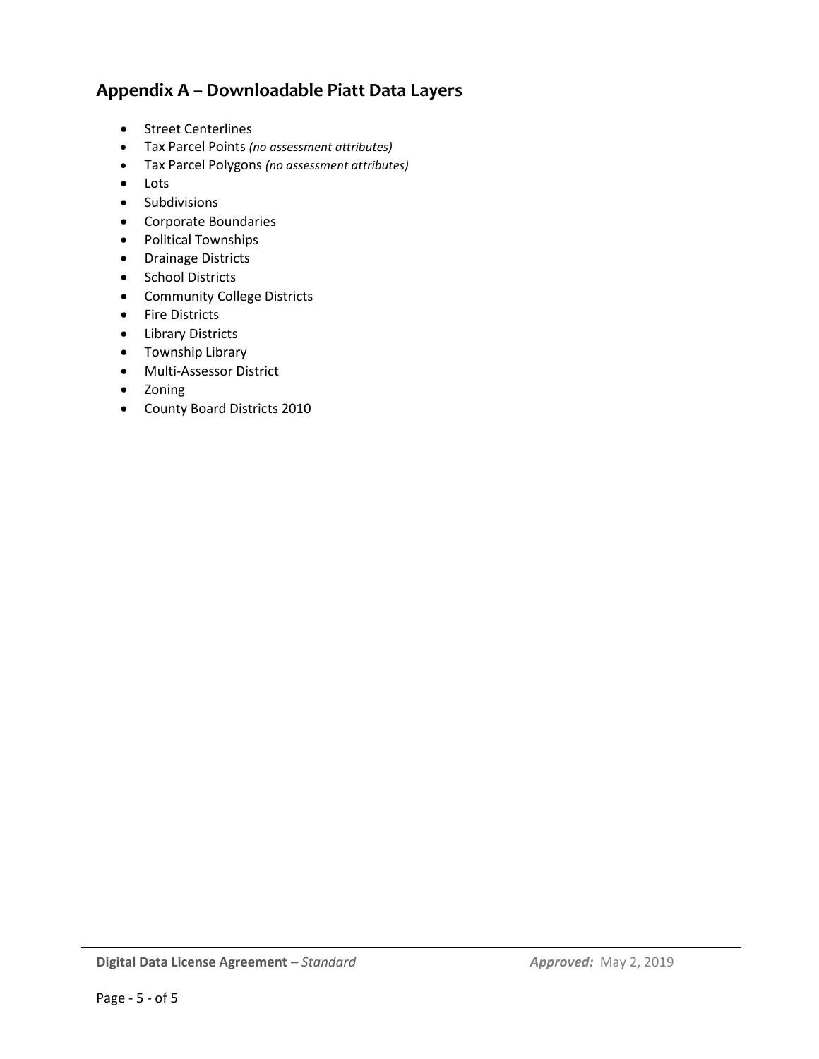## Appendix A – Downloadable Piatt Data Layers

- Street Centerlines
- Tax Parcel Points *(no assessment attributes)*
- Tax Parcel Polygons *(no assessment attributes)*
- Lots
- Subdivisions
- Corporate Boundaries
- Political Townships
- Drainage Districts
- School Districts
- Community College Districts
- Fire Districts
- Library Districts
- Township Library
- Multi-Assessor District
- Zoning
- County Board Districts 2010